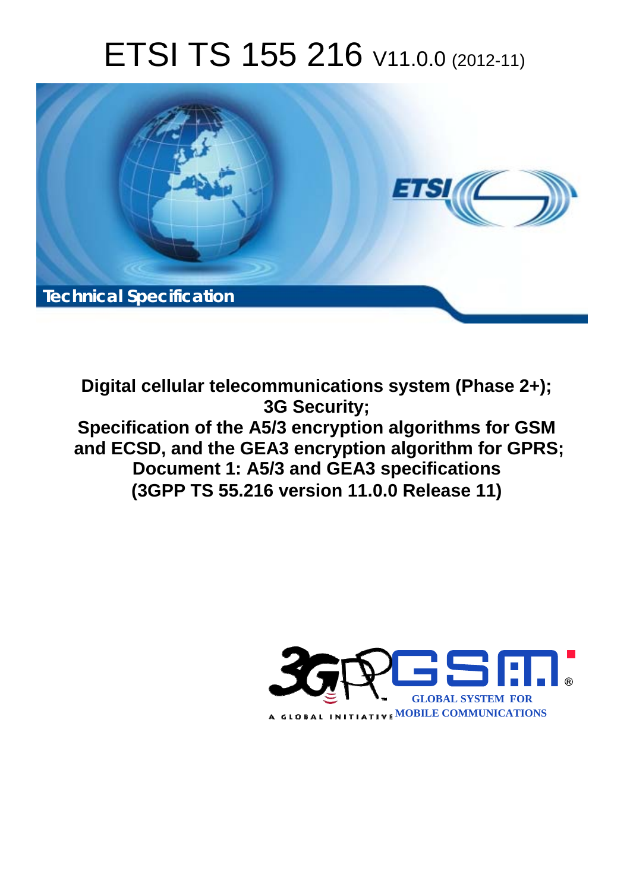# ETSI TS 155 216 V11.0.0 (2012-11)

Technical Specification

**Digital cellular telecommunications system (Phase 2+); 3G Security; Specification of the A5/3 encryption algorithms for GSM and ECSD, and the GEA3 encryption algorithm for GPRS; Document 1: A5/3 and GEA3 specifications (3GPP TS 55.216 version 11.0.0 Release 11)**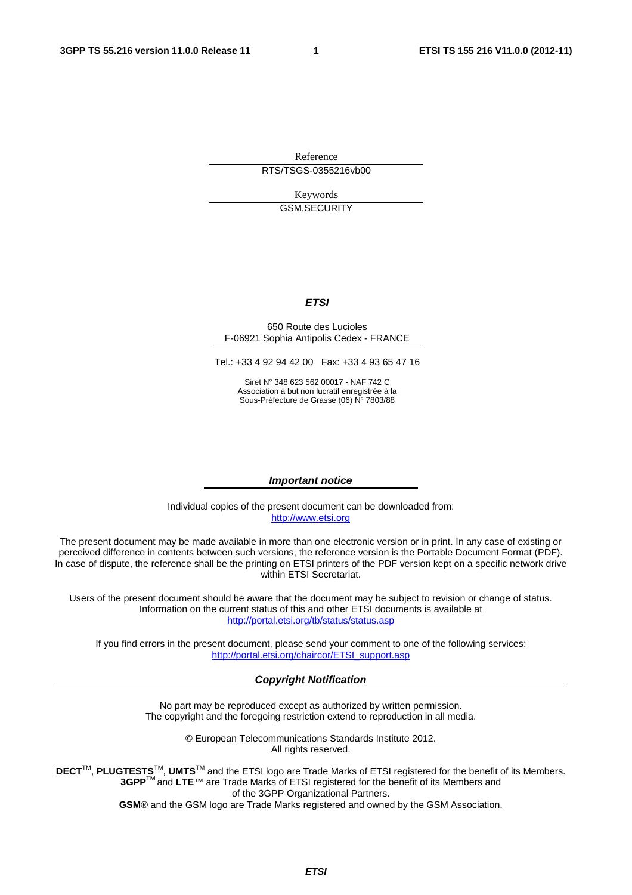Reference

RTS/TSGS-0355216vb00

Keywords

GSM,SECURITY

***ETSI***

650 Route des Lucioles
F-06921 Sophia Antipolis Cedex - FRANCE

Tel.: +33 4 92 94 42 00 Fax: +33 4 93 65 47 16

Siret N° 348 623 562 00017 - NAF 742 C
Association à but non lucratif enregistrée à la
Sous-Préfecture de Grasse (06) N° 7803/88

***Important notice***

Individual copies of the present document can be downloaded from:
http://www.etsi.org

The present document may be made available in more than one electronic version or in print. In any case of existing or perceived difference in contents between such versions, the reference version is the Portable Document Format (PDF). In case of dispute, the reference shall be the printing on ETSI printers of the PDF version kept on a specific network drive within ETSI Secretariat.

Users of the present document should be aware that the document may be subject to revision or change of status. Information on the current status of this and other ETSI documents is available at
http://portal.etsi.org/tb/status/status.asp

If you find errors in the present document, please send your comment to one of the following services:
http://portal.etsi.org/chaircor/ETSI_support.asp

***Copyright Notification***

No part may be reproduced except as authorized by written permission.
The copyright and the foregoing restriction extend to reproduction in all media.

© European Telecommunications Standards Institute 2012.
All rights reserved.

**DECT**™, **PLUGTESTS**™, **UMTS**™ and the ETSI logo are Trade Marks of ETSI registered for the benefit of its Members.
**3GPP**™ and **LTE**™ are Trade Marks of ETSI registered for the benefit of its Members and
of the 3GPP Organizational Partners.
**GSM**® and the GSM logo are Trade Marks registered and owned by the GSM Association.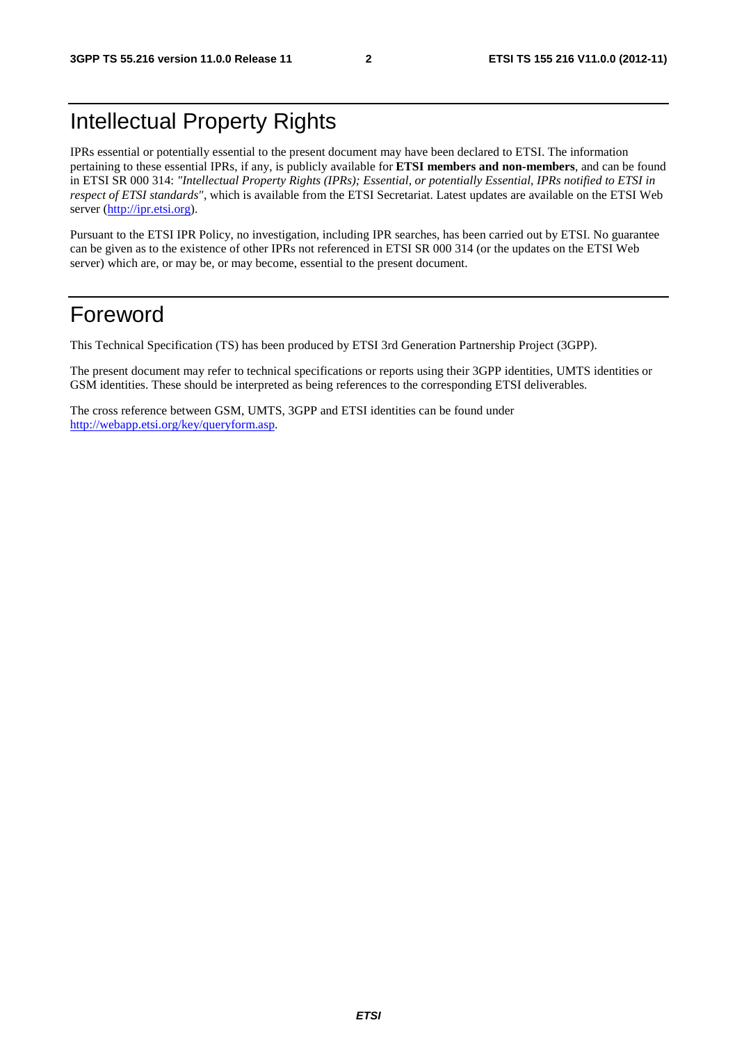# Intellectual Property Rights

IPRs essential or potentially essential to the present document may have been declared to ETSI. The information pertaining to these essential IPRs, if any, is publicly available for **ETSI members and non-members**, and can be found in ETSI SR 000 314: *"Intellectual Property Rights (IPRs); Essential, or potentially Essential, IPRs notified to ETSI in respect of ETSI standards"*, which is available from the ETSI Secretariat. Latest updates are available on the ETSI Web server (http://ipr.etsi.org).

Pursuant to the ETSI IPR Policy, no investigation, including IPR searches, has been carried out by ETSI. No guarantee can be given as to the existence of other IPRs not referenced in ETSI SR 000 314 (or the updates on the ETSI Web server) which are, or may be, or may become, essential to the present document.

# Foreword

This Technical Specification (TS) has been produced by ETSI 3rd Generation Partnership Project (3GPP).

The present document may refer to technical specifications or reports using their 3GPP identities, UMTS identities or GSM identities. These should be interpreted as being references to the corresponding ETSI deliverables.

The cross reference between GSM, UMTS, 3GPP and ETSI identities can be found under http://webapp.etsi.org/key/queryform.asp.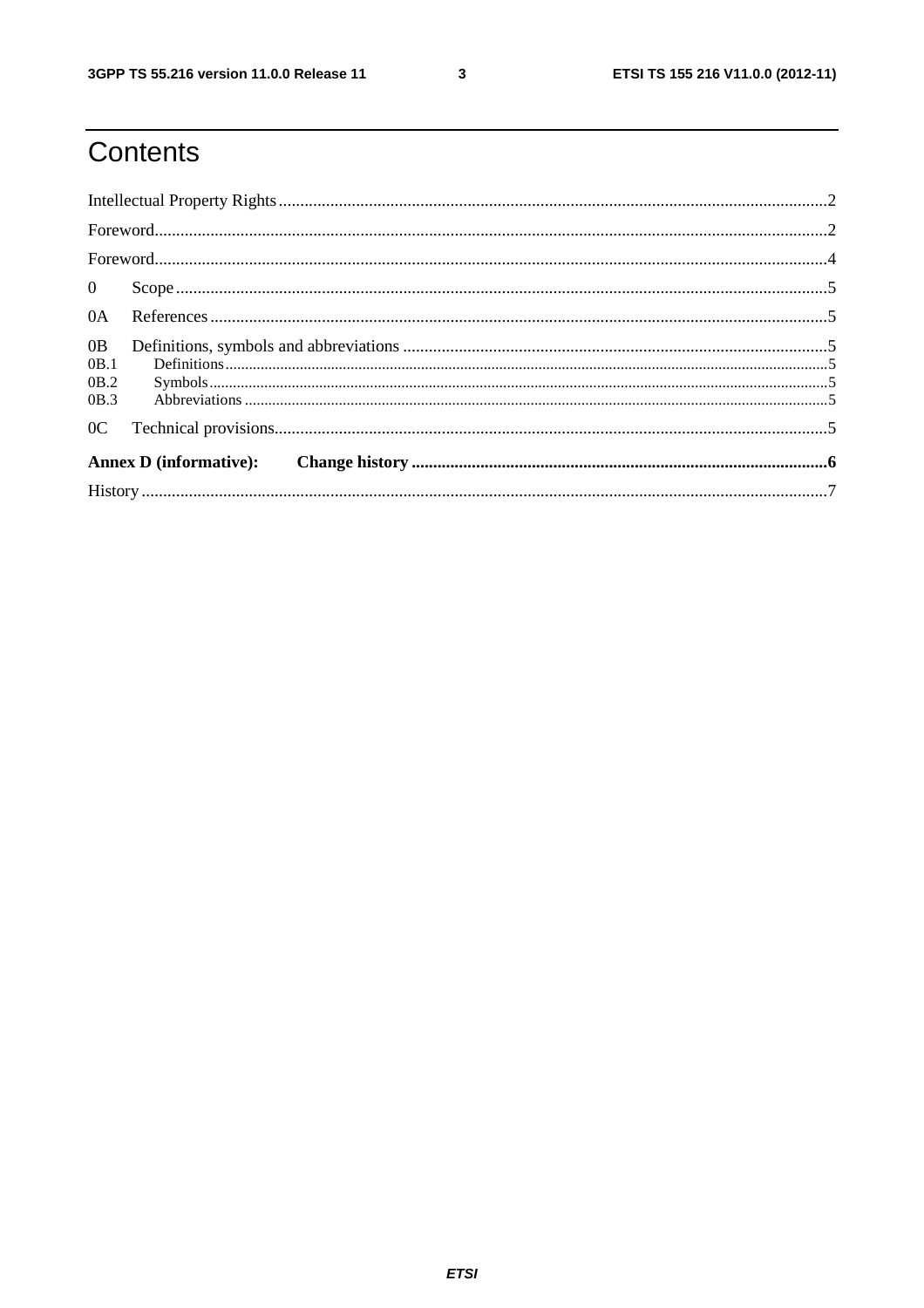# Contents

Intellectual Property Rights ... 2

Foreword ... 2

Foreword ... 4

0 Scope ... 5

0A References ... 5

0B Definitions, symbols and abbreviations ... 5

0B.1 Definitions ... 5

0B.2 Symbols ... 5

0B.3 Abbreviations ... 5

0C Technical provisions ... 5

**Annex D (informative): Change history ... 6**

History ... 7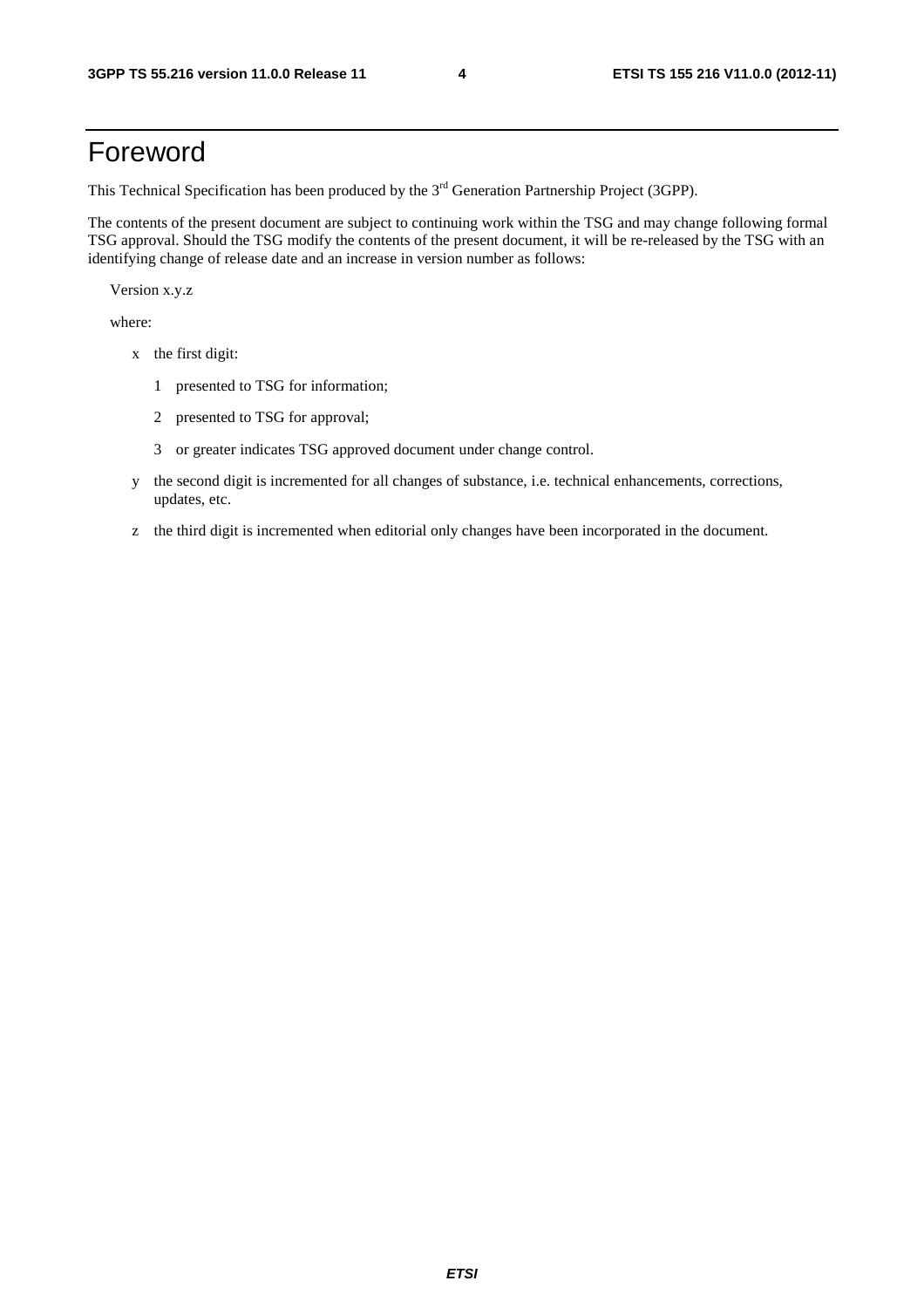# Foreword

This Technical Specification has been produced by the 3rd Generation Partnership Project (3GPP).

The contents of the present document are subject to continuing work within the TSG and may change following formal TSG approval. Should the TSG modify the contents of the present document, it will be re-released by the TSG with an identifying change of release date and an increase in version number as follows:

Version x.y.z

where:

- x the first digit:
  - 1 presented to TSG for information;
  - 2 presented to TSG for approval;
  - 3 or greater indicates TSG approved document under change control.
- y the second digit is incremented for all changes of substance, i.e. technical enhancements, corrections, updates, etc.
- z the third digit is incremented when editorial only changes have been incorporated in the document.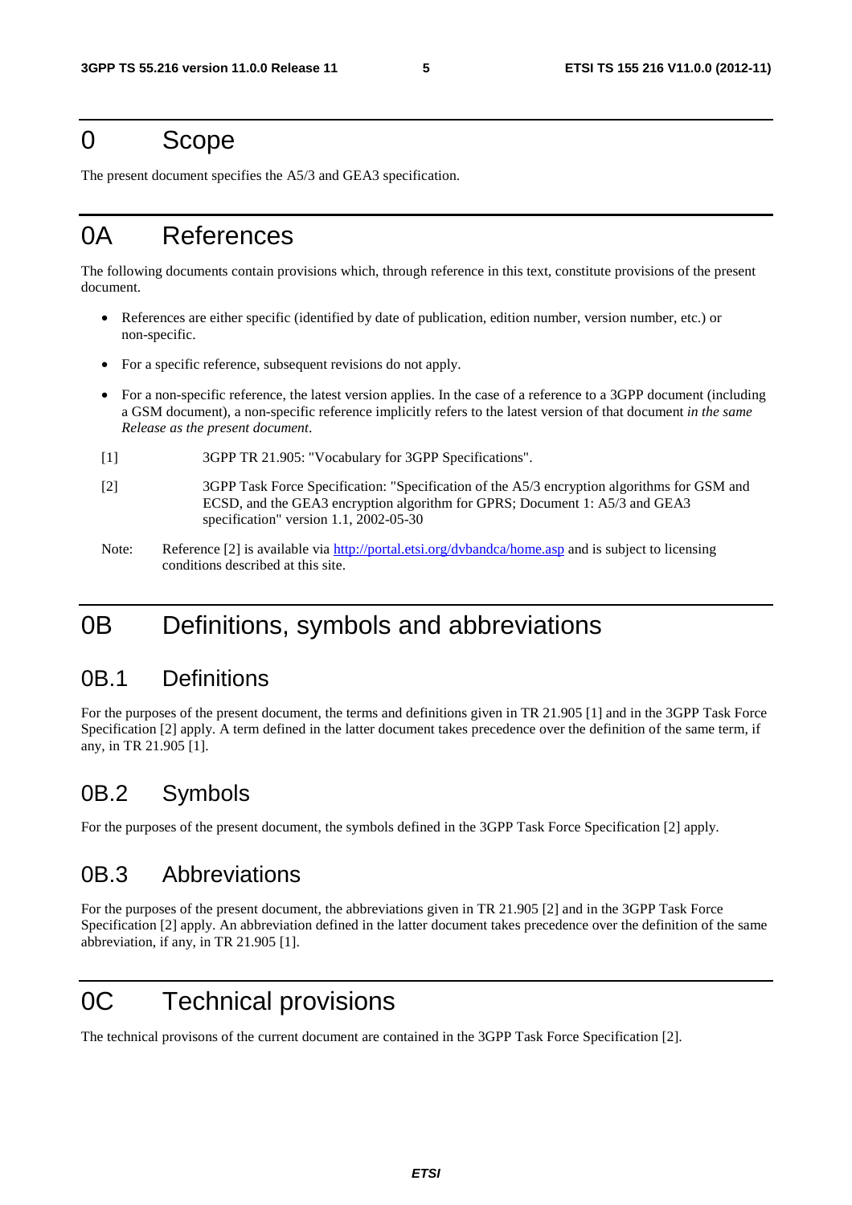# 0 Scope

The present document specifies the A5/3 and GEA3 specification.

# 0A References

The following documents contain provisions which, through reference in this text, constitute provisions of the present document.

- References are either specific (identified by date of publication, edition number, version number, etc.) or non-specific.
- For a specific reference, subsequent revisions do not apply.
- For a non-specific reference, the latest version applies. In the case of a reference to a 3GPP document (including a GSM document), a non-specific reference implicitly refers to the latest version of that document *in the same Release as the present document*.

[1] 3GPP TR 21.905: "Vocabulary for 3GPP Specifications".

[2] 3GPP Task Force Specification: "Specification of the A5/3 encryption algorithms for GSM and ECSD, and the GEA3 encryption algorithm for GPRS; Document 1: A5/3 and GEA3 specification" version 1.1, 2002-05-30

Note: Reference [2] is available via http://portal.etsi.org/dvbandca/home.asp and is subject to licensing conditions described at this site.

# 0B Definitions, symbols and abbreviations

## 0B.1 Definitions

For the purposes of the present document, the terms and definitions given in TR 21.905 [1] and in the 3GPP Task Force Specification [2] apply. A term defined in the latter document takes precedence over the definition of the same term, if any, in TR 21.905 [1].

## 0B.2 Symbols

For the purposes of the present document, the symbols defined in the 3GPP Task Force Specification [2] apply.

## 0B.3 Abbreviations

For the purposes of the present document, the abbreviations given in TR 21.905 [2] and in the 3GPP Task Force Specification [2] apply. An abbreviation defined in the latter document takes precedence over the definition of the same abbreviation, if any, in TR 21.905 [1].

# 0C Technical provisions

The technical provisons of the current document are contained in the 3GPP Task Force Specification [2].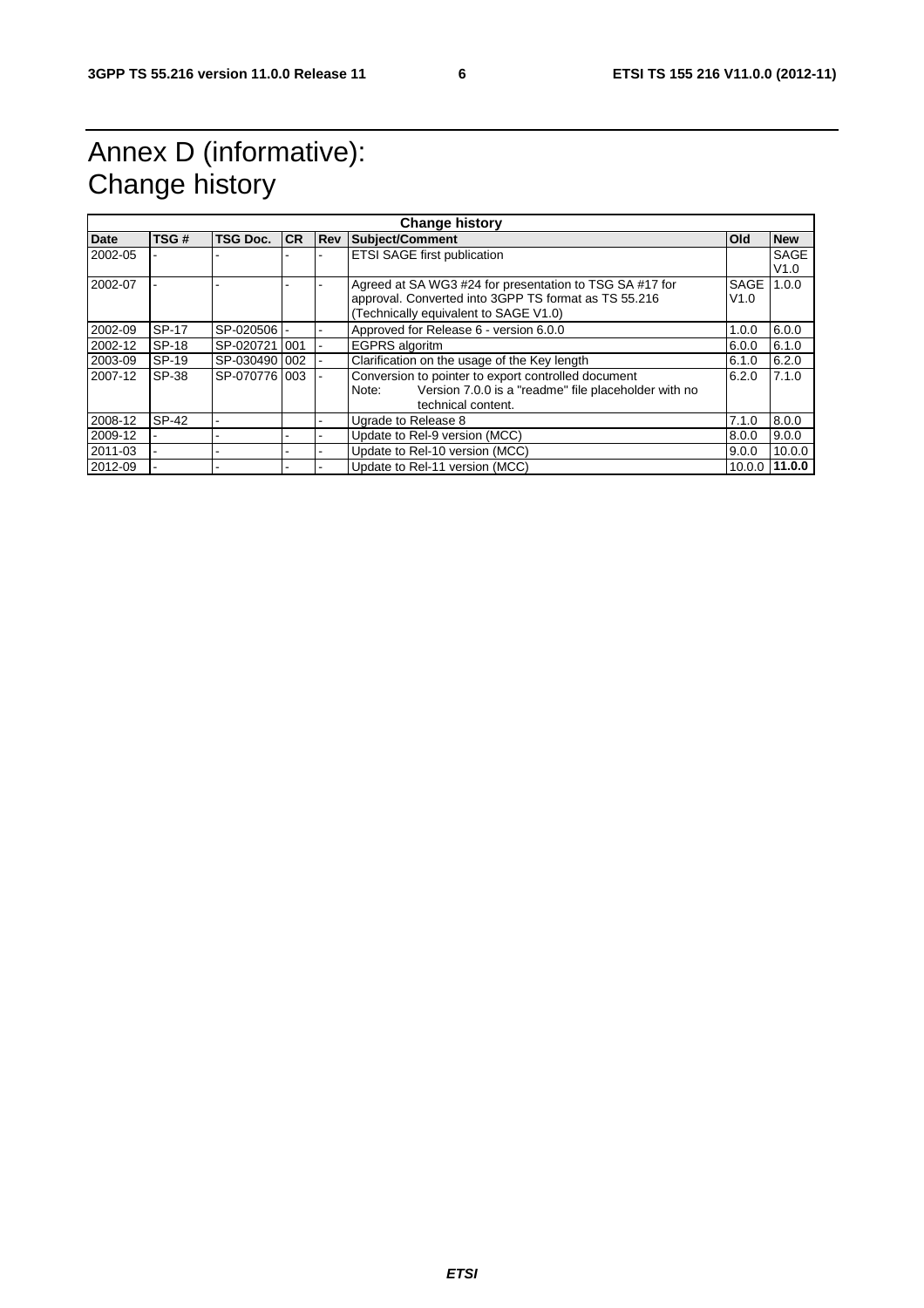# Annex D (informative): Change history

| Change history | | | | | | | |
|---|---|---|---|---|---|---|---|
| **Date** | **TSG #** | **TSG Doc.** | **CR** | **Rev** | **Subject/Comment** | **Old** | **New** |
| 2002-05 | - | - | - | - | ETSI SAGE first publication | | SAGE V1.0 |
| 2002-07 | - | - | - | - | Agreed at SA WG3 #24 for presentation to TSG SA #17 for approval. Converted into 3GPP TS format as TS 55.216 (Technically equivalent to SAGE V1.0) | SAGE V1.0 | 1.0.0 |
| 2002-09 | SP-17 | SP-020506 | - | - | Approved for Release 6 - version 6.0.0 | 1.0.0 | 6.0.0 |
| 2002-12 | SP-18 | SP-020721 | 001 | - | EGPRS algoritm | 6.0.0 | 6.1.0 |
| 2003-09 | SP-19 | SP-030490 | 002 | - | Clarification on the usage of the Key length | 6.1.0 | 6.2.0 |
| 2007-12 | SP-38 | SP-070776 | 003 | - | Conversion to pointer to export controlled document<br>Note: Version 7.0.0 is a "readme" file placeholder with no technical content. | 6.2.0 | 7.1.0 |
| 2008-12 | SP-42 | - | | - | Ugrade to Release 8 | 7.1.0 | 8.0.0 |
| 2009-12 | - | - | - | - | Update to Rel-9 version (MCC) | 8.0.0 | 9.0.0 |
| 2011-03 | - | - | - | - | Update to Rel-10 version (MCC) | 9.0.0 | 10.0.0 |
| 2012-09 | - | - | - | - | Update to Rel-11 version (MCC) | 10.0.0 | **11.0.0** |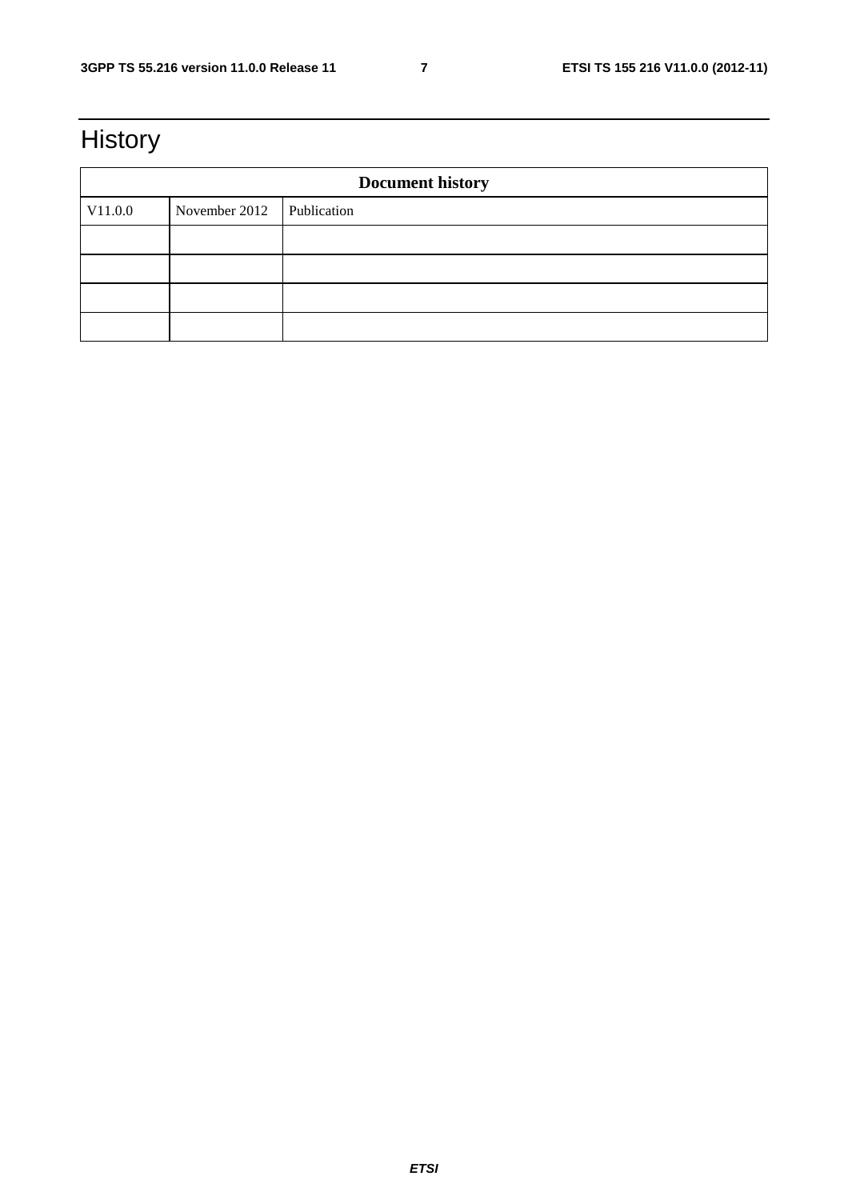# History

| Document history | | |
|---|---|---|
| V11.0.0 | November 2012 | Publication |
| | | |
| | | |
| | | |
| | | |